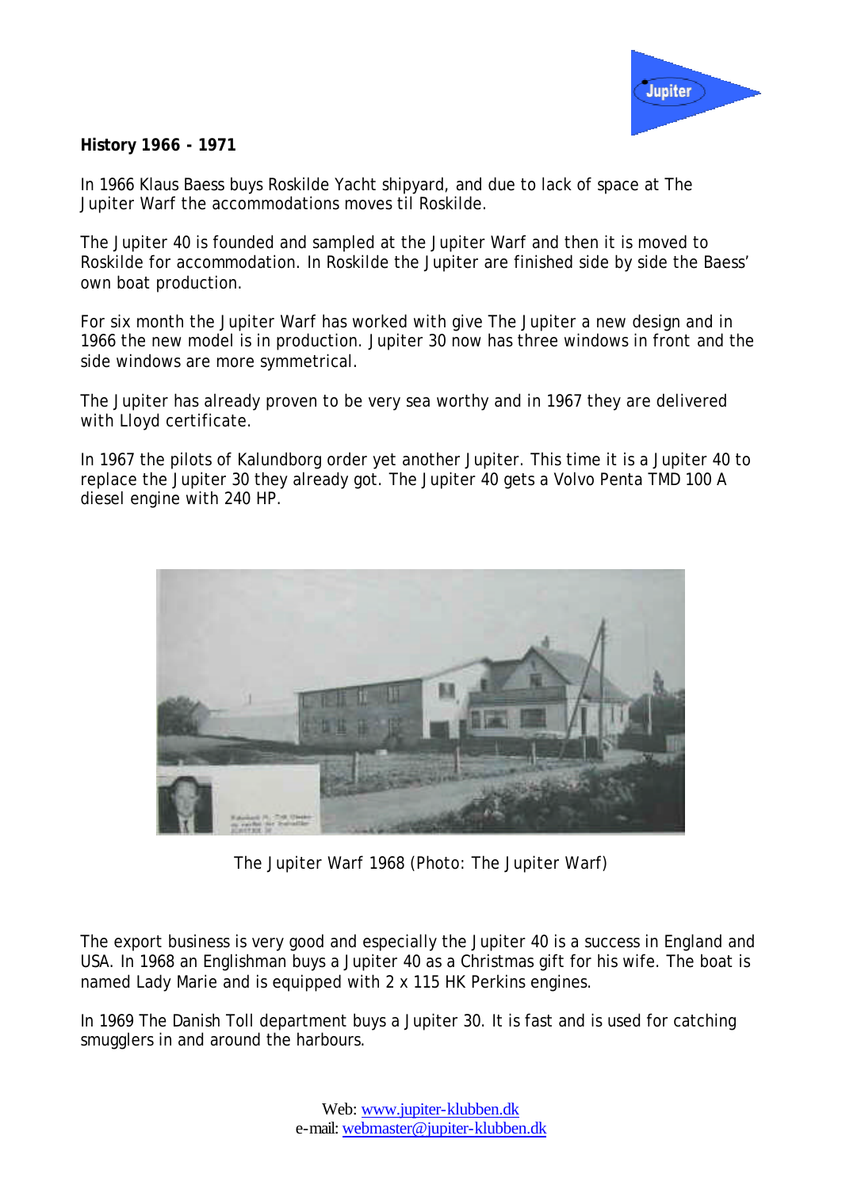**History 1966 - 1971**

In 1966 Klaus Baess buys Roskilde Yacht shipyard, and due to lack of space at The Jupiter Warf the accommodations moves til Roskilde.

The Jupiter 40 is founded and sampled at the Jupiter Warf and then it is moved to Roskilde for accommodation. In Roskilde the Jupiter are finished side by side the Baess' own boat production.

For six month the Jupiter Warf has worked with give The Jupiter a new design and in 1966 the new model is in production. Jupiter 30 now has three windows in front and the side windows are more symmetrical.

The Jupiter has already proven to be very sea worthy and in 1967 they are delivered with Lloyd certificate.

In 1967 the pilots of Kalundborg order yet another Jupiter. This time it is a Jupiter 40 to replace the Jupiter 30 they already got. The Jupiter 40 gets a Volvo Penta TMD 100 A diesel engine with 240 HP.

The Jupiter Warf 1968 (Photo: The Jupiter Warf)

The export business is very good and especially the Jupiter 40 is a success in England and USA. In 1968 an Englishman buys a Jupiter 40 as a Christmas gift for his wife. The boat is named Lady Marie and is equipped with 2 x 115 HK Perkins engines.

In 1969 The Danish Toll department buys a Jupiter 30. It is fast and is used for catching smugglers in and around the harbours.

Web: www.jupiter-klubben.dk
e-mail: webmaster@jupiter-klubben.dk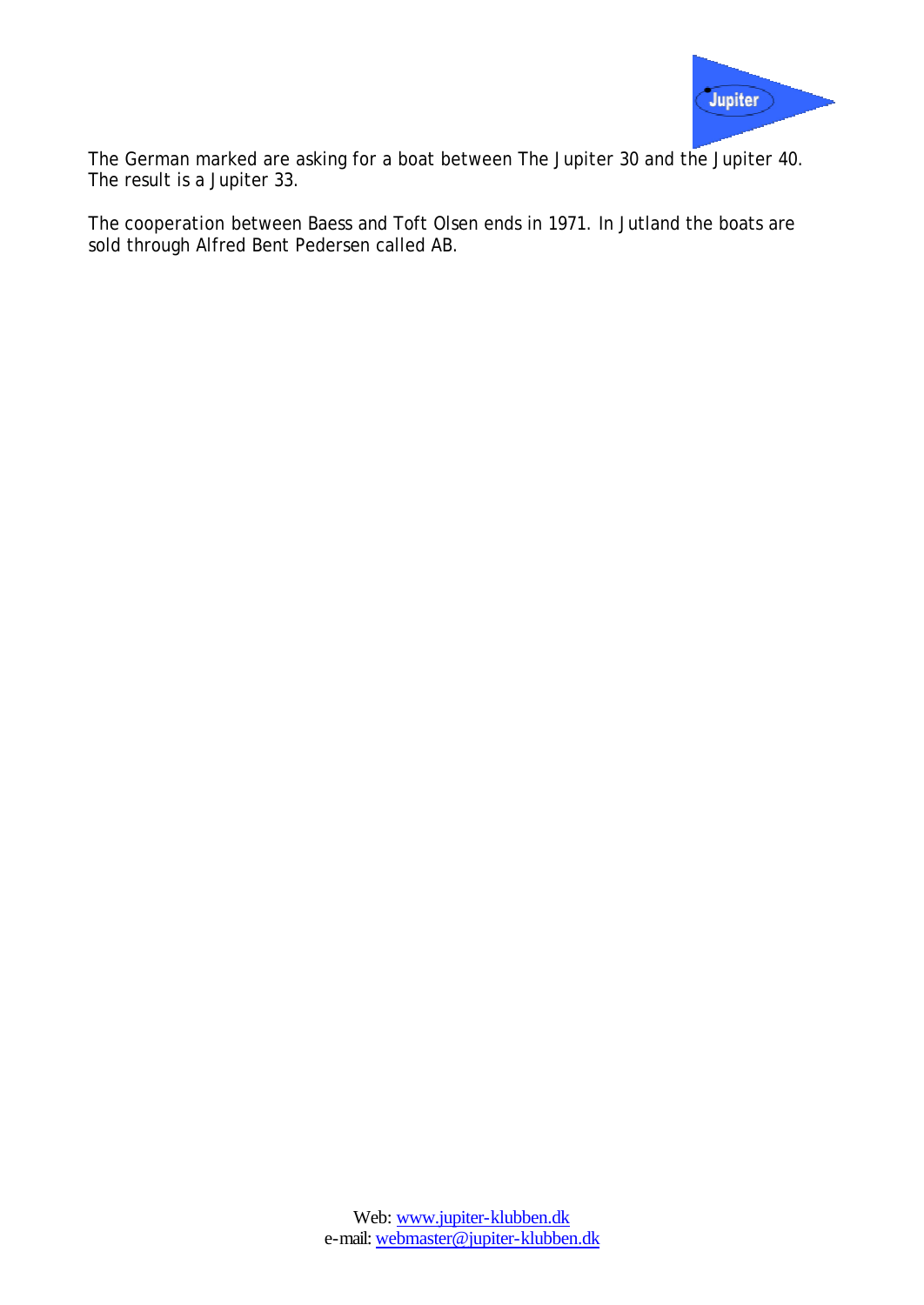The German marked are asking for a boat between The Jupiter 30 and the Jupiter 40. The result is a Jupiter 33.

The cooperation between Baess and Toft Olsen ends in 1971. In Jutland the boats are sold through Alfred Bent Pedersen called AB.